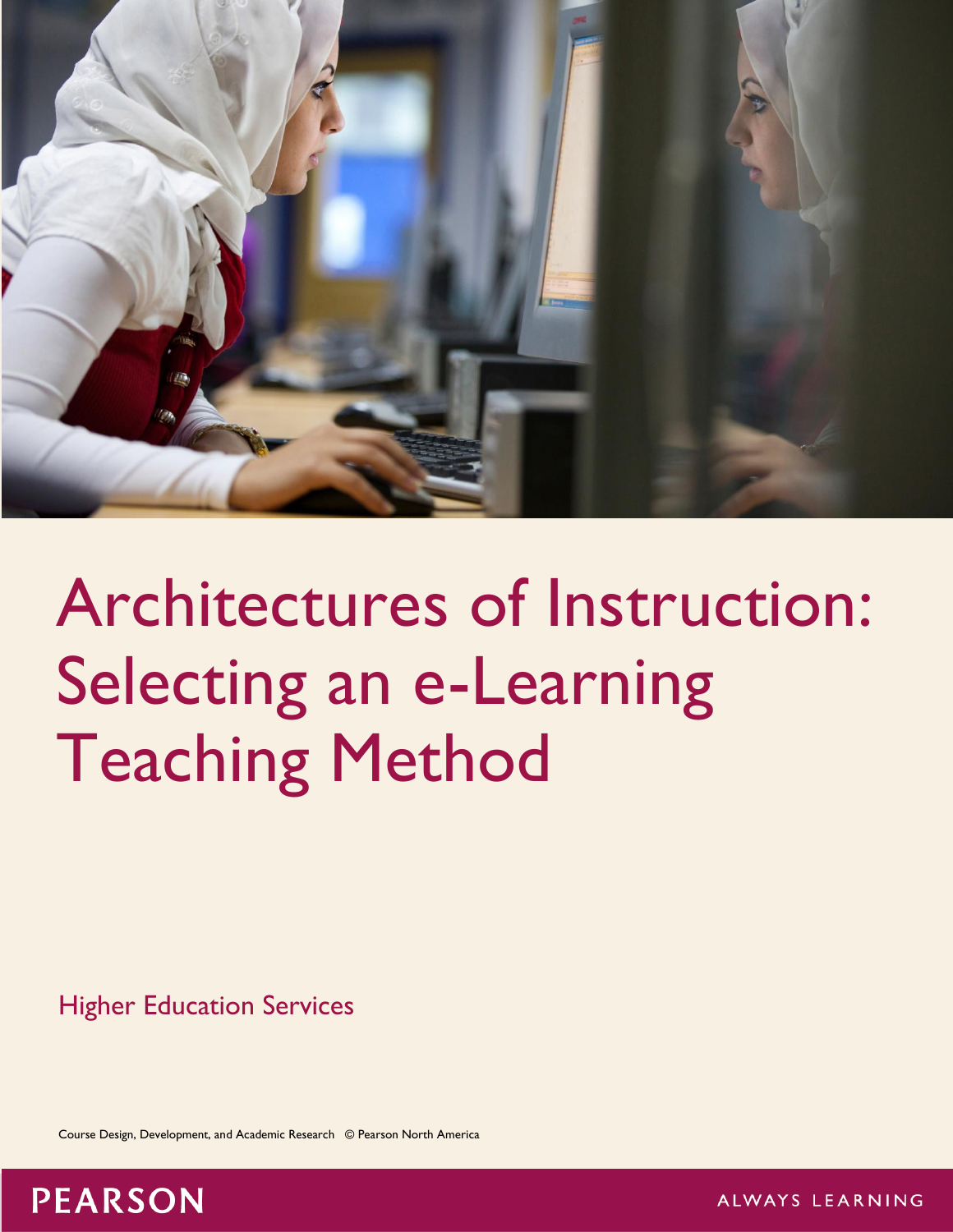# Architectures of Instruction: Selecting an e-Learning Teaching Method

Higher Education Services

Course Design, Development, and Academic Research © Pearson North America

PEARSON

ALWAYS LEARNING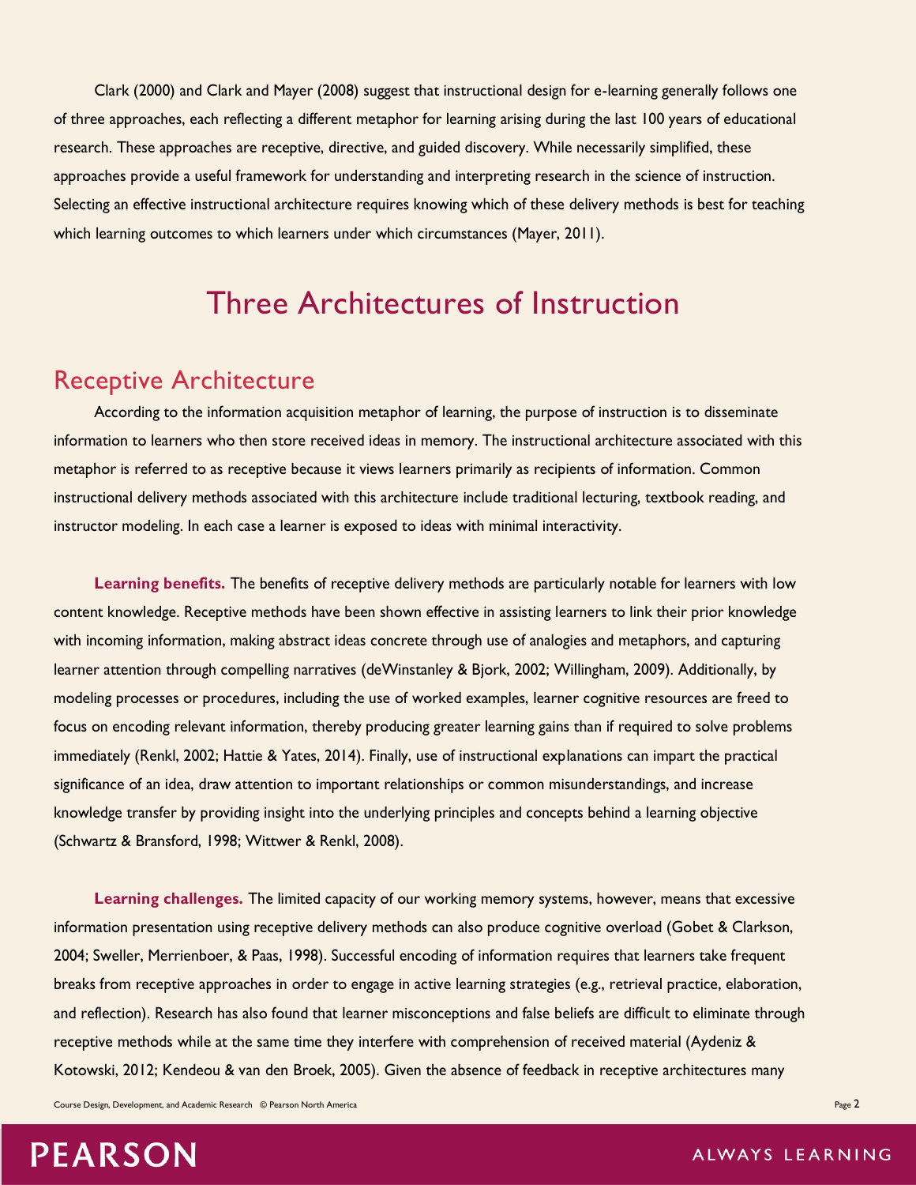Clark (2000) and Clark and Mayer (2008) suggest that instructional design for e-learning generally follows one of three approaches, each reflecting a different metaphor for learning arising during the last 100 years of educational research. These approaches are receptive, directive, and guided discovery. While necessarily simplified, these approaches provide a useful framework for understanding and interpreting research in the science of instruction. Selecting an effective instructional architecture requires knowing which of these delivery methods is best for teaching which learning outcomes to which learners under which circumstances (Mayer, 2011).

# Three Architectures of Instruction

## Receptive Architecture

According to the information acquisition metaphor of learning, the purpose of instruction is to disseminate information to learners who then store received ideas in memory. The instructional architecture associated with this metaphor is referred to as receptive because it views learners primarily as recipients of information. Common instructional delivery methods associated with this architecture include traditional lecturing, textbook reading, and instructor modeling. In each case a learner is exposed to ideas with minimal interactivity.

**Learning benefits.** The benefits of receptive delivery methods are particularly notable for learners with low content knowledge. Receptive methods have been shown effective in assisting learners to link their prior knowledge with incoming information, making abstract ideas concrete through use of analogies and metaphors, and capturing learner attention through compelling narratives (deWinstanley & Bjork, 2002; Willingham, 2009). Additionally, by modeling processes or procedures, including the use of worked examples, learner cognitive resources are freed to focus on encoding relevant information, thereby producing greater learning gains than if required to solve problems immediately (Renkl, 2002; Hattie & Yates, 2014). Finally, use of instructional explanations can impart the practical significance of an idea, draw attention to important relationships or common misunderstandings, and increase knowledge transfer by providing insight into the underlying principles and concepts behind a learning objective (Schwartz & Bransford, 1998; Wittwer & Renkl, 2008).

**Learning challenges.** The limited capacity of our working memory systems, however, means that excessive information presentation using receptive delivery methods can also produce cognitive overload (Gobet & Clarkson, 2004; Sweller, Merrienboer, & Paas, 1998). Successful encoding of information requires that learners take frequent breaks from receptive approaches in order to engage in active learning strategies (e.g., retrieval practice, elaboration, and reflection). Research has also found that learner misconceptions and false beliefs are difficult to eliminate through receptive methods while at the same time they interfere with comprehension of received material (Aydeniz & Kotowski, 2012; Kendeou & van den Broek, 2005). Given the absence of feedback in receptive architectures many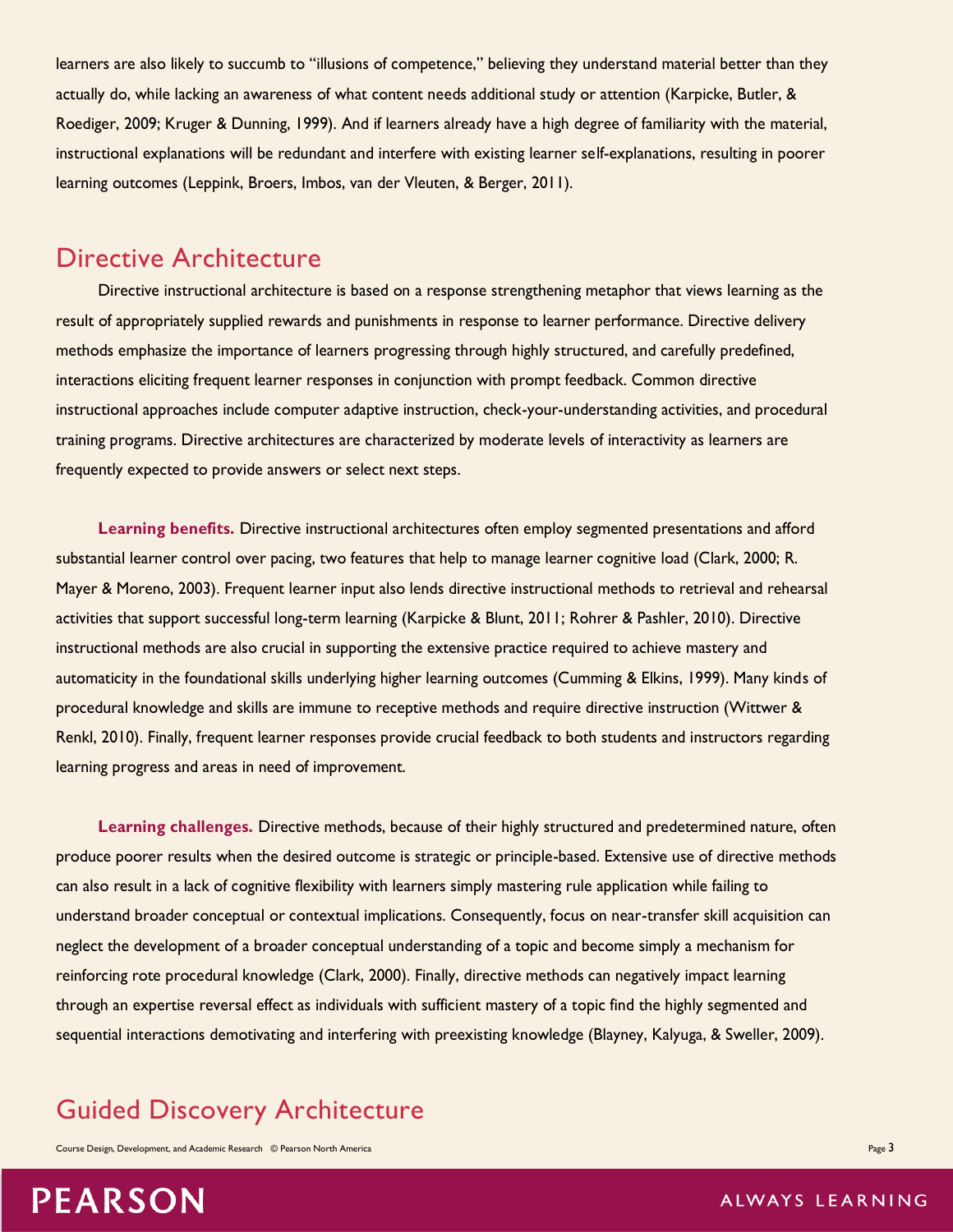learners are also likely to succumb to "illusions of competence," believing they understand material better than they actually do, while lacking an awareness of what content needs additional study or attention (Karpicke, Butler, & Roediger, 2009; Kruger & Dunning, 1999). And if learners already have a high degree of familiarity with the material, instructional explanations will be redundant and interfere with existing learner self-explanations, resulting in poorer learning outcomes (Leppink, Broers, Imbos, van der Vleuten, & Berger, 2011).

## Directive Architecture

Directive instructional architecture is based on a response strengthening metaphor that views learning as the result of appropriately supplied rewards and punishments in response to learner performance. Directive delivery methods emphasize the importance of learners progressing through highly structured, and carefully predefined, interactions eliciting frequent learner responses in conjunction with prompt feedback. Common directive instructional approaches include computer adaptive instruction, check-your-understanding activities, and procedural training programs. Directive architectures are characterized by moderate levels of interactivity as learners are frequently expected to provide answers or select next steps.

**Learning benefits.** Directive instructional architectures often employ segmented presentations and afford substantial learner control over pacing, two features that help to manage learner cognitive load (Clark, 2000; R. Mayer & Moreno, 2003). Frequent learner input also lends directive instructional methods to retrieval and rehearsal activities that support successful long-term learning (Karpicke & Blunt, 2011; Rohrer & Pashler, 2010). Directive instructional methods are also crucial in supporting the extensive practice required to achieve mastery and automaticity in the foundational skills underlying higher learning outcomes (Cumming & Elkins, 1999). Many kinds of procedural knowledge and skills are immune to receptive methods and require directive instruction (Wittwer & Renkl, 2010). Finally, frequent learner responses provide crucial feedback to both students and instructors regarding learning progress and areas in need of improvement.

**Learning challenges.** Directive methods, because of their highly structured and predetermined nature, often produce poorer results when the desired outcome is strategic or principle-based. Extensive use of directive methods can also result in a lack of cognitive flexibility with learners simply mastering rule application while failing to understand broader conceptual or contextual implications. Consequently, focus on near-transfer skill acquisition can neglect the development of a broader conceptual understanding of a topic and become simply a mechanism for reinforcing rote procedural knowledge (Clark, 2000). Finally, directive methods can negatively impact learning through an expertise reversal effect as individuals with sufficient mastery of a topic find the highly segmented and sequential interactions demotivating and interfering with preexisting knowledge (Blayney, Kalyuga, & Sweller, 2009).

## Guided Discovery Architecture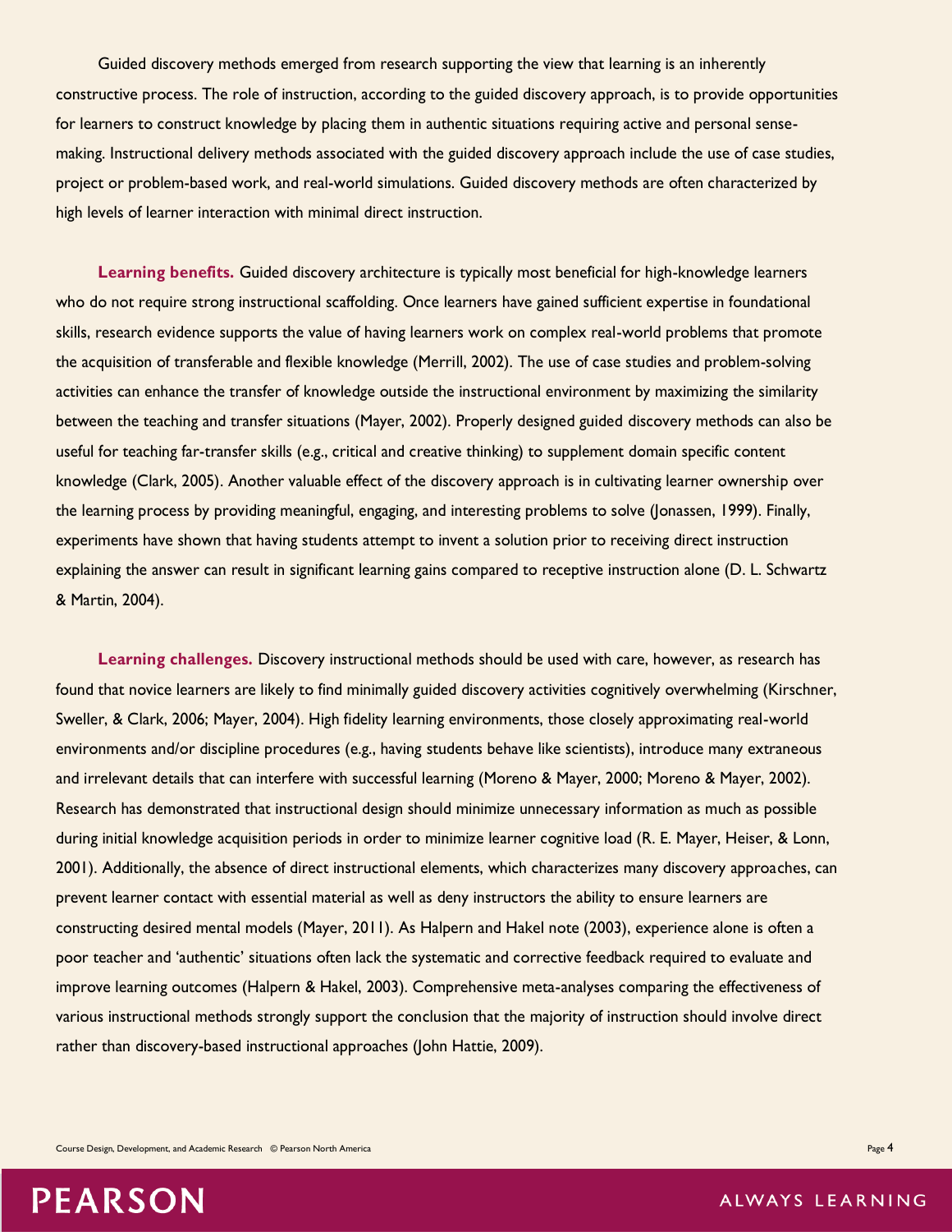Guided discovery methods emerged from research supporting the view that learning is an inherently constructive process. The role of instruction, according to the guided discovery approach, is to provide opportunities for learners to construct knowledge by placing them in authentic situations requiring active and personal sense-making. Instructional delivery methods associated with the guided discovery approach include the use of case studies, project or problem-based work, and real-world simulations. Guided discovery methods are often characterized by high levels of learner interaction with minimal direct instruction.

**Learning benefits.** Guided discovery architecture is typically most beneficial for high-knowledge learners who do not require strong instructional scaffolding. Once learners have gained sufficient expertise in foundational skills, research evidence supports the value of having learners work on complex real-world problems that promote the acquisition of transferable and flexible knowledge (Merrill, 2002). The use of case studies and problem-solving activities can enhance the transfer of knowledge outside the instructional environment by maximizing the similarity between the teaching and transfer situations (Mayer, 2002). Properly designed guided discovery methods can also be useful for teaching far-transfer skills (e.g., critical and creative thinking) to supplement domain specific content knowledge (Clark, 2005). Another valuable effect of the discovery approach is in cultivating learner ownership over the learning process by providing meaningful, engaging, and interesting problems to solve (Jonassen, 1999). Finally, experiments have shown that having students attempt to invent a solution prior to receiving direct instruction explaining the answer can result in significant learning gains compared to receptive instruction alone (D. L. Schwartz & Martin, 2004).

**Learning challenges.** Discovery instructional methods should be used with care, however, as research has found that novice learners are likely to find minimally guided discovery activities cognitively overwhelming (Kirschner, Sweller, & Clark, 2006; Mayer, 2004). High fidelity learning environments, those closely approximating real-world environments and/or discipline procedures (e.g., having students behave like scientists), introduce many extraneous and irrelevant details that can interfere with successful learning (Moreno & Mayer, 2000; Moreno & Mayer, 2002). Research has demonstrated that instructional design should minimize unnecessary information as much as possible during initial knowledge acquisition periods in order to minimize learner cognitive load (R. E. Mayer, Heiser, & Lonn, 2001). Additionally, the absence of direct instructional elements, which characterizes many discovery approaches, can prevent learner contact with essential material as well as deny instructors the ability to ensure learners are constructing desired mental models (Mayer, 2011). As Halpern and Hakel note (2003), experience alone is often a poor teacher and 'authentic' situations often lack the systematic and corrective feedback required to evaluate and improve learning outcomes (Halpern & Hakel, 2003). Comprehensive meta-analyses comparing the effectiveness of various instructional methods strongly support the conclusion that the majority of instruction should involve direct rather than discovery-based instructional approaches (John Hattie, 2009).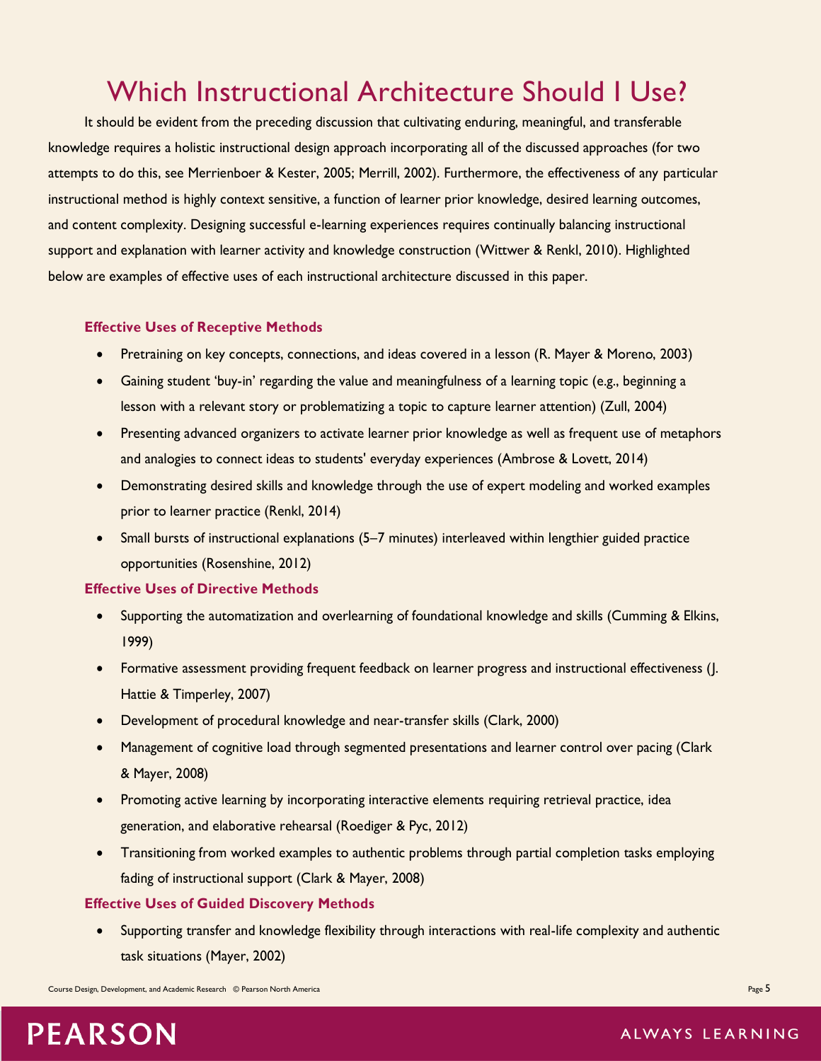# Which Instructional Architecture Should I Use?

It should be evident from the preceding discussion that cultivating enduring, meaningful, and transferable knowledge requires a holistic instructional design approach incorporating all of the discussed approaches (for two attempts to do this, see Merrienboer & Kester, 2005; Merrill, 2002). Furthermore, the effectiveness of any particular instructional method is highly context sensitive, a function of learner prior knowledge, desired learning outcomes, and content complexity. Designing successful e-learning experiences requires continually balancing instructional support and explanation with learner activity and knowledge construction (Wittwer & Renkl, 2010). Highlighted below are examples of effective uses of each instructional architecture discussed in this paper.

### Effective Uses of Receptive Methods

- Pretraining on key concepts, connections, and ideas covered in a lesson (R. Mayer & Moreno, 2003)
- Gaining student 'buy-in' regarding the value and meaningfulness of a learning topic (e.g., beginning a lesson with a relevant story or problematizing a topic to capture learner attention) (Zull, 2004)
- Presenting advanced organizers to activate learner prior knowledge as well as frequent use of metaphors and analogies to connect ideas to students' everyday experiences (Ambrose & Lovett, 2014)
- Demonstrating desired skills and knowledge through the use of expert modeling and worked examples prior to learner practice (Renkl, 2014)
- Small bursts of instructional explanations (5–7 minutes) interleaved within lengthier guided practice opportunities (Rosenshine, 2012)

### Effective Uses of Directive Methods

- Supporting the automatization and overlearning of foundational knowledge and skills (Cumming & Elkins, 1999)
- Formative assessment providing frequent feedback on learner progress and instructional effectiveness (J. Hattie & Timperley, 2007)
- Development of procedural knowledge and near-transfer skills (Clark, 2000)
- Management of cognitive load through segmented presentations and learner control over pacing (Clark & Mayer, 2008)
- Promoting active learning by incorporating interactive elements requiring retrieval practice, idea generation, and elaborative rehearsal (Roediger & Pyc, 2012)
- Transitioning from worked examples to authentic problems through partial completion tasks employing fading of instructional support (Clark & Mayer, 2008)

### Effective Uses of Guided Discovery Methods

- Supporting transfer and knowledge flexibility through interactions with real-life complexity and authentic task situations (Mayer, 2002)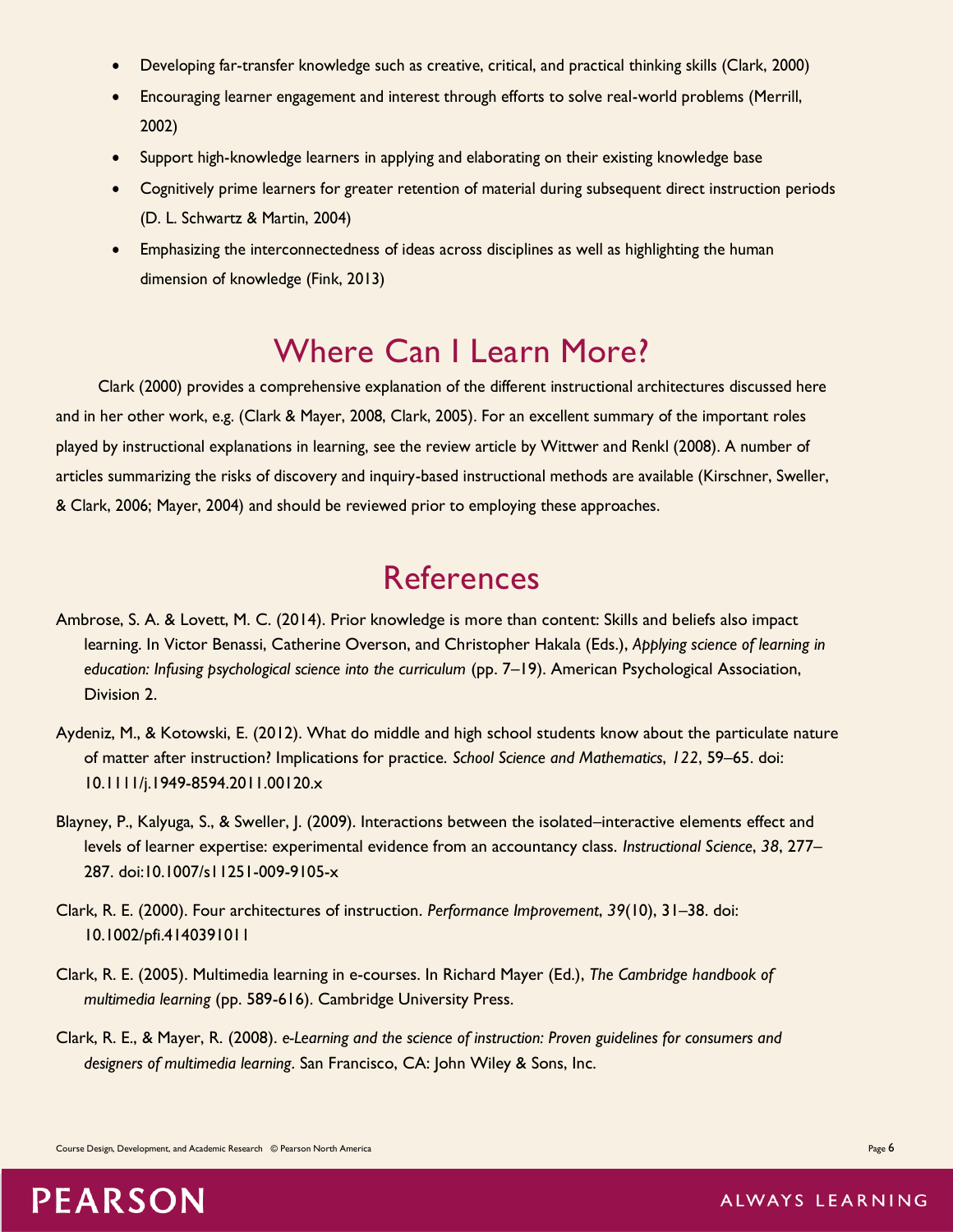- Developing far-transfer knowledge such as creative, critical, and practical thinking skills (Clark, 2000)
- Encouraging learner engagement and interest through efforts to solve real-world problems (Merrill, 2002)
- Support high-knowledge learners in applying and elaborating on their existing knowledge base
- Cognitively prime learners for greater retention of material during subsequent direct instruction periods (D. L. Schwartz & Martin, 2004)
- Emphasizing the interconnectedness of ideas across disciplines as well as highlighting the human dimension of knowledge (Fink, 2013)

## Where Can I Learn More?

Clark (2000) provides a comprehensive explanation of the different instructional architectures discussed here and in her other work, e.g. (Clark & Mayer, 2008, Clark, 2005). For an excellent summary of the important roles played by instructional explanations in learning, see the review article by Wittwer and Renkl (2008). A number of articles summarizing the risks of discovery and inquiry-based instructional methods are available (Kirschner, Sweller, & Clark, 2006; Mayer, 2004) and should be reviewed prior to employing these approaches.

## References

Ambrose, S. A. & Lovett, M. C. (2014). Prior knowledge is more than content: Skills and beliefs also impact learning. In Victor Benassi, Catherine Overson, and Christopher Hakala (Eds.), *Applying science of learning in education: Infusing psychological science into the curriculum* (pp. 7–19). American Psychological Association, Division 2.

Aydeniz, M., & Kotowski, E. (2012). What do middle and high school students know about the particulate nature of matter after instruction? Implications for practice. *School Science and Mathematics*, *122*, 59–65. doi: 10.1111/j.1949-8594.2011.00120.x

Blayney, P., Kalyuga, S., & Sweller, J. (2009). Interactions between the isolated–interactive elements effect and levels of learner expertise: experimental evidence from an accountancy class. *Instructional Science*, *38*, 277–287. doi:10.1007/s11251-009-9105-x

Clark, R. E. (2000). Four architectures of instruction. *Performance Improvement*, *39*(10), 31–38. doi: 10.1002/pfi.4140391011

Clark, R. E. (2005). Multimedia learning in e-courses. In Richard Mayer (Ed.), *The Cambridge handbook of multimedia learning* (pp. 589-616). Cambridge University Press.

Clark, R. E., & Mayer, R. (2008). *e-Learning and the science of instruction: Proven guidelines for consumers and designers of multimedia learning*. San Francisco, CA: John Wiley & Sons, Inc.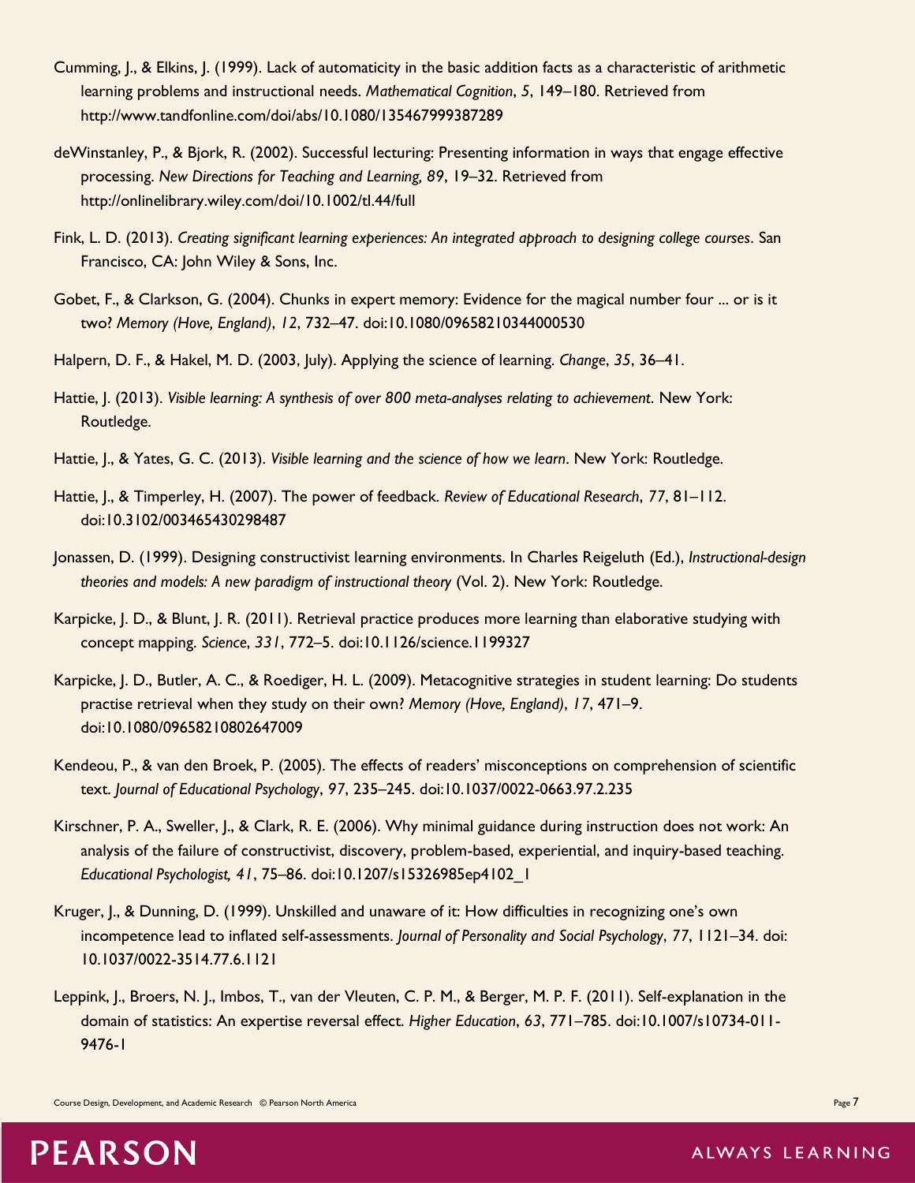Cumming, J., & Elkins, J. (1999). Lack of automaticity in the basic addition facts as a characteristic of arithmetic learning problems and instructional needs. *Mathematical Cognition*, *5*, 149–180. Retrieved from http://www.tandfonline.com/doi/abs/10.1080/135467999387289

deWinstanley, P., & Bjork, R. (2002). Successful lecturing: Presenting information in ways that engage effective processing. *New Directions for Teaching and Learning, 89*, 19–32. Retrieved from http://onlinelibrary.wiley.com/doi/10.1002/tl.44/full

Fink, L. D. (2013). *Creating significant learning experiences: An integrated approach to designing college courses*. San Francisco, CA: John Wiley & Sons, Inc.

Gobet, F., & Clarkson, G. (2004). Chunks in expert memory: Evidence for the magical number four ... or is it two? *Memory (Hove, England)*, *12*, 732–47. doi:10.1080/09658210344000530

Halpern, D. F., & Hakel, M. D. (2003, July). Applying the science of learning. *Change*, *35*, 36–41.

Hattie, J. (2013). *Visible learning: A synthesis of over 800 meta-analyses relating to achievement*. New York: Routledge.

Hattie, J., & Yates, G. C. (2013). *Visible learning and the science of how we learn*. New York: Routledge.

Hattie, J., & Timperley, H. (2007). The power of feedback. *Review of Educational Research*, *77*, 81–112. doi:10.3102/003465430298487

Jonassen, D. (1999). Designing constructivist learning environments. In Charles Reigeluth (Ed.), *Instructional-design theories and models: A new paradigm of instructional theory* (Vol. 2). New York: Routledge.

Karpicke, J. D., & Blunt, J. R. (2011). Retrieval practice produces more learning than elaborative studying with concept mapping. *Science*, *331*, 772–5. doi:10.1126/science.1199327

Karpicke, J. D., Butler, A. C., & Roediger, H. L. (2009). Metacognitive strategies in student learning: Do students practise retrieval when they study on their own? *Memory (Hove, England)*, *17*, 471–9. doi:10.1080/09658210802647009

Kendeou, P., & van den Broek, P. (2005). The effects of readers' misconceptions on comprehension of scientific text. *Journal of Educational Psychology*, *97*, 235–245. doi:10.1037/0022-0663.97.2.235

Kirschner, P. A., Sweller, J., & Clark, R. E. (2006). Why minimal guidance during instruction does not work: An analysis of the failure of constructivist, discovery, problem-based, experiential, and inquiry-based teaching. *Educational Psychologist, 41*, 75–86. doi:10.1207/s15326985ep4102_1

Kruger, J., & Dunning, D. (1999). Unskilled and unaware of it: How difficulties in recognizing one's own incompetence lead to inflated self-assessments. *Journal of Personality and Social Psychology*, *77*, 1121–34. doi: 10.1037/0022-3514.77.6.1121

Leppink, J., Broers, N. J., Imbos, T., van der Vleuten, C. P. M., & Berger, M. P. F. (2011). Self-explanation in the domain of statistics: An expertise reversal effect. *Higher Education*, *63*, 771–785. doi:10.1007/s10734-011-9476-1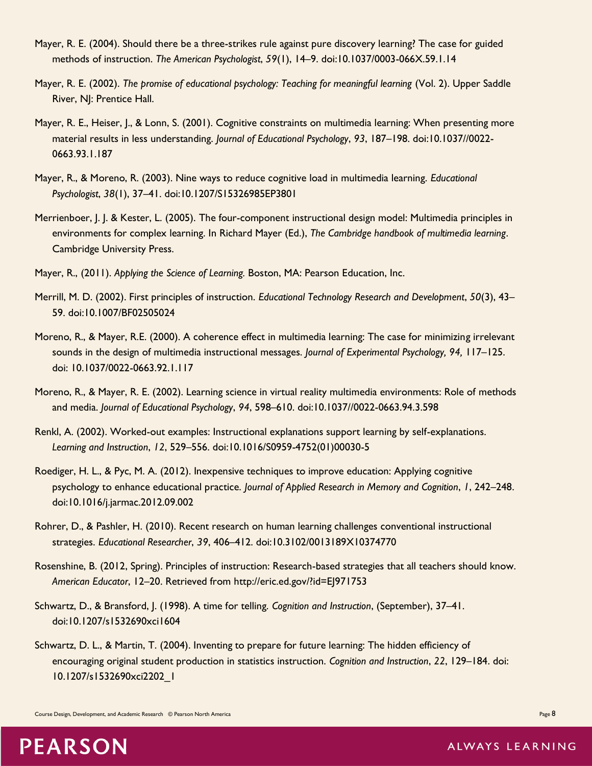Mayer, R. E. (2004). Should there be a three-strikes rule against pure discovery learning? The case for guided methods of instruction. *The American Psychologist*, *59*(1), 14–9. doi:10.1037/0003-066X.59.1.14

Mayer, R. E. (2002). *The promise of educational psychology: Teaching for meaningful learning* (Vol. 2). Upper Saddle River, NJ: Prentice Hall.

Mayer, R. E., Heiser, J., & Lonn, S. (2001). Cognitive constraints on multimedia learning: When presenting more material results in less understanding. *Journal of Educational Psychology*, *93*, 187–198. doi:10.1037//0022-0663.93.1.187

Mayer, R., & Moreno, R. (2003). Nine ways to reduce cognitive load in multimedia learning. *Educational Psychologist*, *38*(1), 37–41. doi:10.1207/S15326985EP3801

Merrienboer, J. J. & Kester, L. (2005). The four-component instructional design model: Multimedia principles in environments for complex learning. In Richard Mayer (Ed.), *The Cambridge handbook of multimedia learning*. Cambridge University Press.

Mayer, R., (2011). *Applying the Science of Learning.* Boston, MA: Pearson Education, Inc.

Merrill, M. D. (2002). First principles of instruction. *Educational Technology Research and Development*, *50*(3), 43–59. doi:10.1007/BF02505024

Moreno, R., & Mayer, R.E. (2000). A coherence effect in multimedia learning: The case for minimizing irrelevant sounds in the design of multimedia instructional messages. *Journal of Experimental Psychology, 94,* 117–125. doi: 10.1037/0022-0663.92.1.117

Moreno, R., & Mayer, R. E. (2002). Learning science in virtual reality multimedia environments: Role of methods and media. *Journal of Educational Psychology*, *94*, 598–610. doi:10.1037//0022-0663.94.3.598

Renkl, A. (2002). Worked-out examples: Instructional explanations support learning by self-explanations. *Learning and Instruction*, *12*, 529–556. doi:10.1016/S0959-4752(01)00030-5

Roediger, H. L., & Pyc, M. A. (2012). Inexpensive techniques to improve education: Applying cognitive psychology to enhance educational practice. *Journal of Applied Research in Memory and Cognition*, *1*, 242–248. doi:10.1016/j.jarmac.2012.09.002

Rohrer, D., & Pashler, H. (2010). Recent research on human learning challenges conventional instructional strategies. *Educational Researcher*, *39*, 406–412. doi:10.3102/0013189X10374770

Rosenshine, B. (2012, Spring). Principles of instruction: Research-based strategies that all teachers should know. *American Educator*, 12–20. Retrieved from http://eric.ed.gov/?id=EJ971753

Schwartz, D., & Bransford, J. (1998). A time for telling. *Cognition and Instruction*, (September), 37–41. doi:10.1207/s1532690xci1604

Schwartz, D. L., & Martin, T. (2004). Inventing to prepare for future learning: The hidden efficiency of encouraging original student production in statistics instruction. *Cognition and Instruction*, *22*, 129–184. doi: 10.1207/s1532690xci2202_1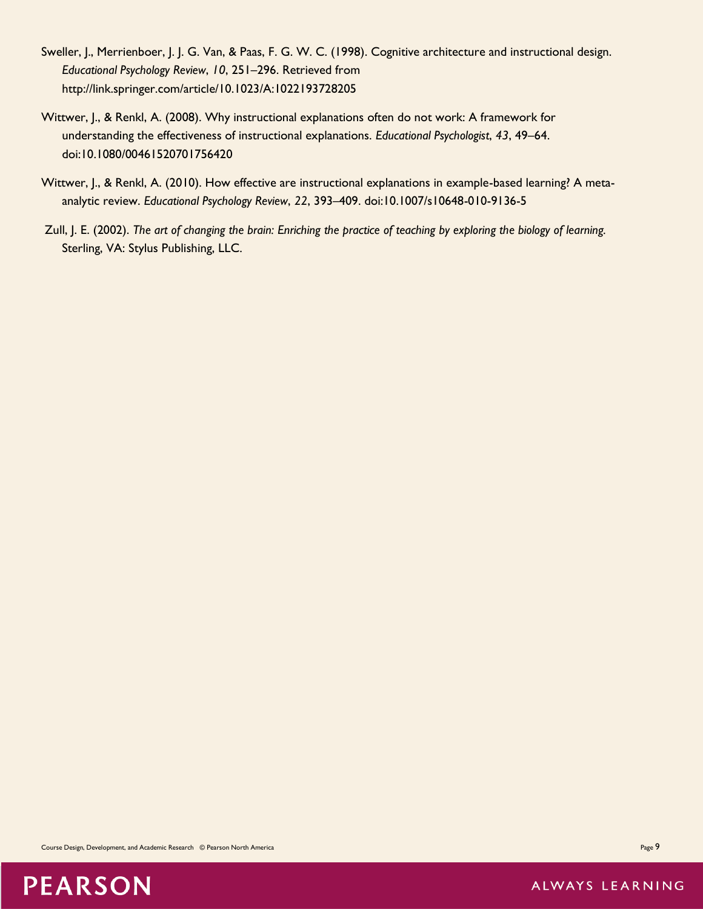Sweller, J., Merrienboer, J. J. G. Van, & Paas, F. G. W. C. (1998). Cognitive architecture and instructional design. *Educational Psychology Review*, *10*, 251–296. Retrieved from http://link.springer.com/article/10.1023/A:1022193728205

Wittwer, J., & Renkl, A. (2008). Why instructional explanations often do not work: A framework for understanding the effectiveness of instructional explanations. *Educational Psychologist*, *43*, 49–64. doi:10.1080/00461520701756420

Wittwer, J., & Renkl, A. (2010). How effective are instructional explanations in example-based learning? A meta-analytic review. *Educational Psychology Review*, *22*, 393–409. doi:10.1007/s10648-010-9136-5

Zull, J. E. (2002). *The art of changing the brain: Enriching the practice of teaching by exploring the biology of learning.* Sterling, VA: Stylus Publishing, LLC.